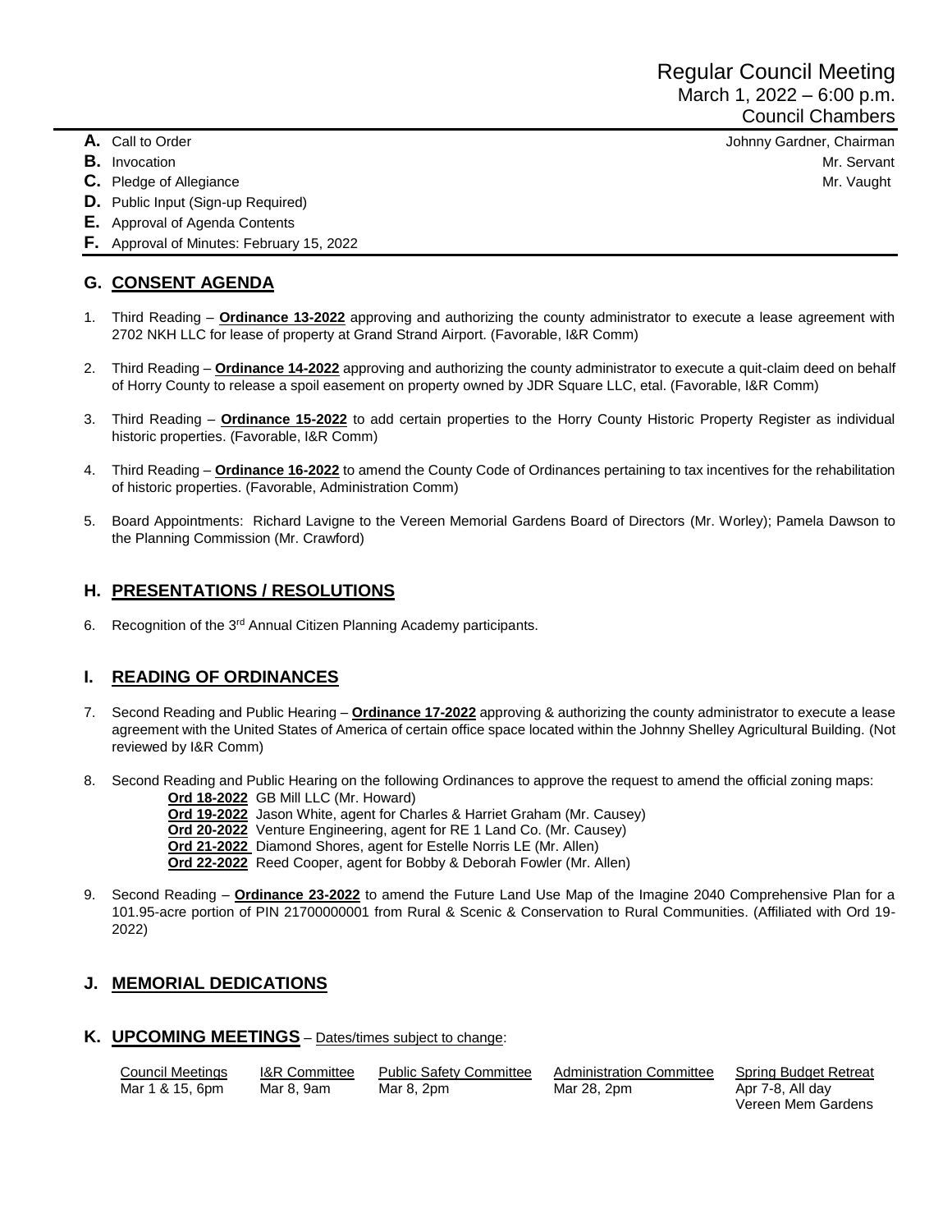# Regular Council Meeting
March 1, 2022 – 6:00 p.m.
Council Chambers

**A.** Call to Order — Johnny Gardner, Chairman
**B.** Invocation — Mr. Servant
**C.** Pledge of Allegiance — Mr. Vaught
**D.** Public Input (Sign-up Required)
**E.** Approval of Agenda Contents
**F.** Approval of Minutes: February 15, 2022

## G. CONSENT AGENDA

1. Third Reading – **Ordinance 13-2022** approving and authorizing the county administrator to execute a lease agreement with 2702 NKH LLC for lease of property at Grand Strand Airport. (Favorable, I&R Comm)
2. Third Reading – **Ordinance 14-2022** approving and authorizing the county administrator to execute a quit-claim deed on behalf of Horry County to release a spoil easement on property owned by JDR Square LLC, etal. (Favorable, I&R Comm)
3. Third Reading – **Ordinance 15-2022** to add certain properties to the Horry County Historic Property Register as individual historic properties. (Favorable, I&R Comm)
4. Third Reading – **Ordinance 16-2022** to amend the County Code of Ordinances pertaining to tax incentives for the rehabilitation of historic properties. (Favorable, Administration Comm)
5. Board Appointments: Richard Lavigne to the Vereen Memorial Gardens Board of Directors (Mr. Worley); Pamela Dawson to the Planning Commission (Mr. Crawford)

## H. PRESENTATIONS / RESOLUTIONS

6. Recognition of the 3rd Annual Citizen Planning Academy participants.

## I. READING OF ORDINANCES

7. Second Reading and Public Hearing – **Ordinance 17-2022** approving & authorizing the county administrator to execute a lease agreement with the United States of America of certain office space located within the Johnny Shelley Agricultural Building. (Not reviewed by I&R Comm)
8. Second Reading and Public Hearing on the following Ordinances to approve the request to amend the official zoning maps:
   - **Ord 18-2022** GB Mill LLC (Mr. Howard)
   - **Ord 19-2022** Jason White, agent for Charles & Harriet Graham (Mr. Causey)
   - **Ord 20-2022** Venture Engineering, agent for RE 1 Land Co. (Mr. Causey)
   - **Ord 21-2022** Diamond Shores, agent for Estelle Norris LE (Mr. Allen)
   - **Ord 22-2022** Reed Cooper, agent for Bobby & Deborah Fowler (Mr. Allen)
9. Second Reading – **Ordinance 23-2022** to amend the Future Land Use Map of the Imagine 2040 Comprehensive Plan for a 101.95-acre portion of PIN 21700000001 from Rural & Scenic & Conservation to Rural Communities. (Affiliated with Ord 19-2022)

## J. MEMORIAL DEDICATIONS

## K. UPCOMING MEETINGS – Dates/times subject to change:

| Council Meetings | I&R Committee | Public Safety Committee | Administration Committee | Spring Budget Retreat |
|---|---|---|---|---|
| Mar 1 & 15, 6pm | Mar 8, 9am | Mar 8, 2pm | Mar 28, 2pm | Apr 7-8, All day Vereen Mem Gardens |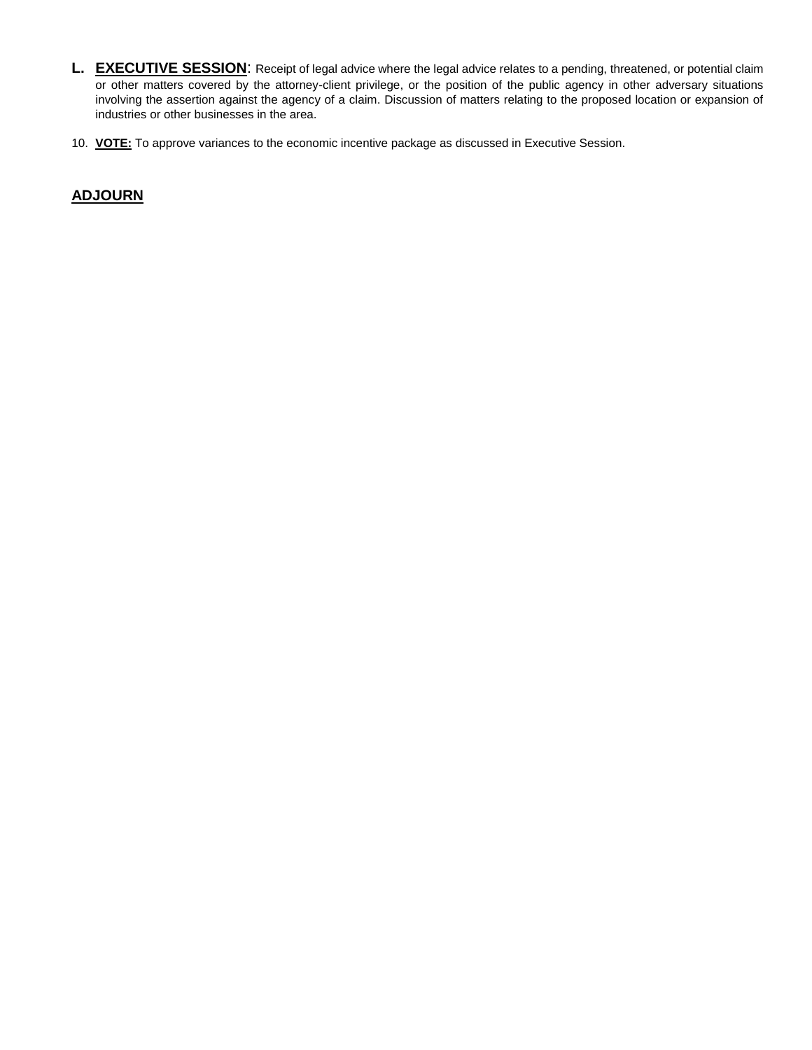**L. EXECUTIVE SESSION**: Receipt of legal advice where the legal advice relates to a pending, threatened, or potential claim or other matters covered by the attorney-client privilege, or the position of the public agency in other adversary situations involving the assertion against the agency of a claim. Discussion of matters relating to the proposed location or expansion of industries or other businesses in the area.

10. **VOTE:** To approve variances to the economic incentive package as discussed in Executive Session.

**ADJOURN**